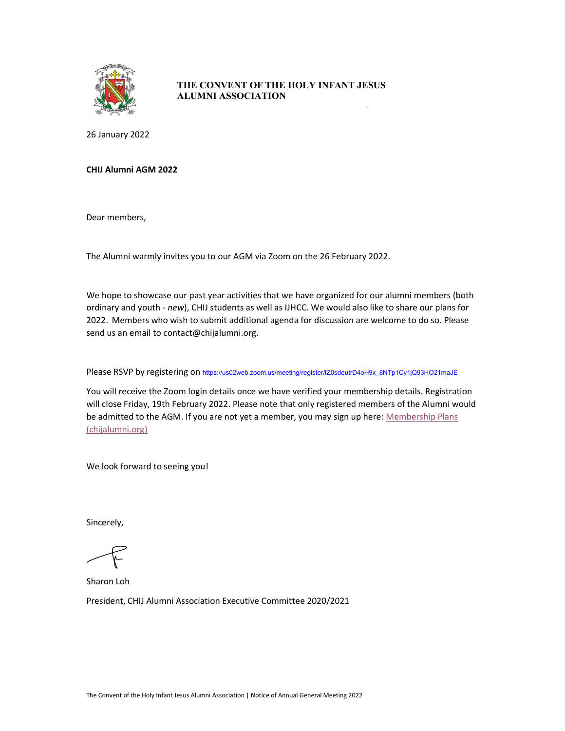**THE CONVENT OF THE HOLY INFANT JESUS ALUMNI ASSOCIATION**

26 January 2022

**CHIJ Alumni AGM 2022**

Dear members,

The Alumni warmly invites you to our AGM via Zoom on the 26 February 2022.

We hope to showcase our past year activities that we have organized for our alumni members (both ordinary and youth - *new*), CHIJ students as well as IJHCC. We would also like to share our plans for 2022. Members who wish to submit additional agenda for discussion are welcome to do so. Please send us an email to contact@chijalumni.org.

Please RSVP by registering on https://us02web.zoom.us/meeting/register/tZ0sdeutrD4oH9x_8NTp1Cy1jQ93HO21maJE

You will receive the Zoom login details once we have verified your membership details. Registration will close Friday, 19th February 2022. Please note that only registered members of the Alumni would be admitted to the AGM. If you are not yet a member, you may sign up here: Membership Plans (chijalumni.org)

We look forward to seeing you!

Sincerely,

Sharon Loh

President, CHIJ Alumni Association Executive Committee 2020/2021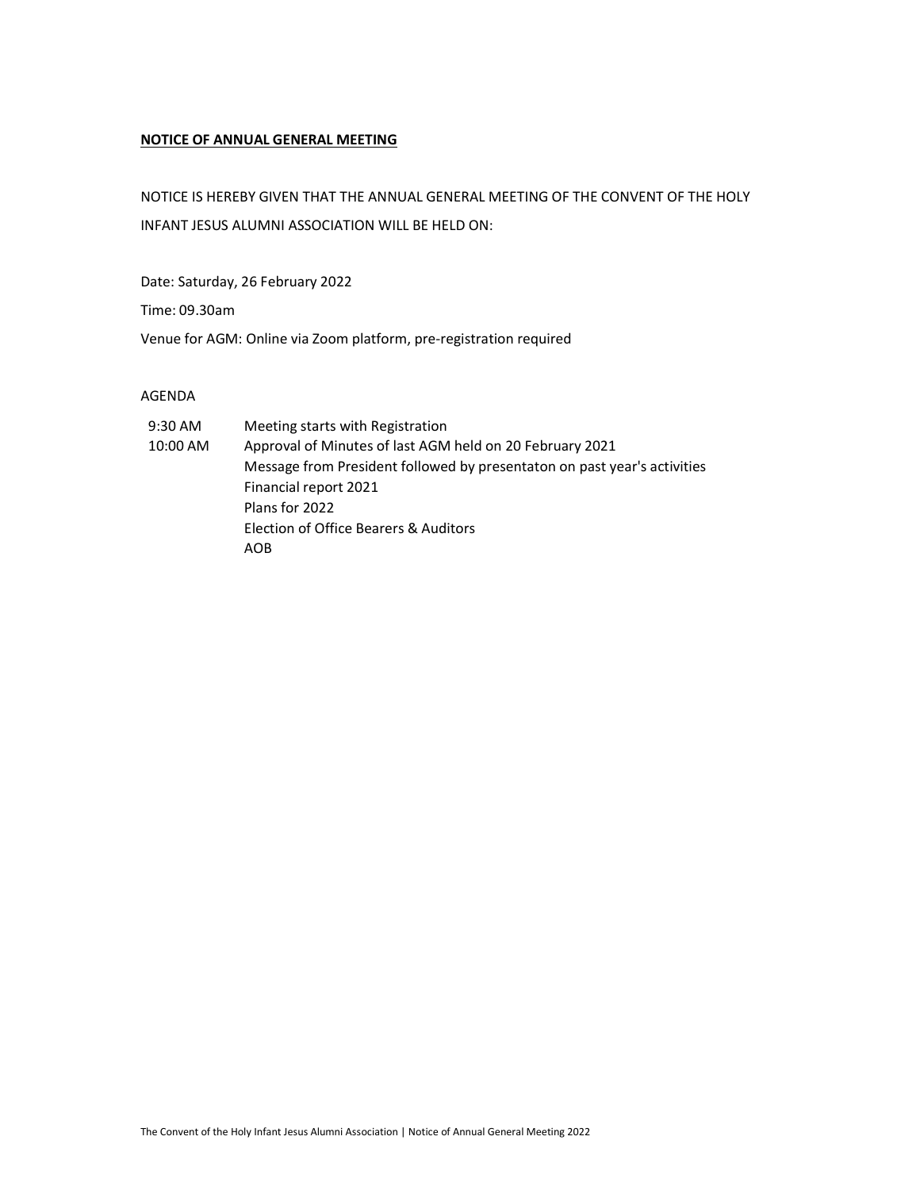**NOTICE OF ANNUAL GENERAL MEETING**

NOTICE IS HEREBY GIVEN THAT THE ANNUAL GENERAL MEETING OF THE CONVENT OF THE HOLY INFANT JESUS ALUMNI ASSOCIATION WILL BE HELD ON:

Date: Saturday, 26 February 2022

Time: 09.30am

Venue for AGM: Online via Zoom platform, pre-registration required

AGENDA

| | |
|---|---|
| 9:30 AM | Meeting starts with Registration |
| 10:00 AM | Approval of Minutes of last AGM held on 20 February 2021 |
| | Message from President followed by presentaton on past year's activities |
| | Financial report 2021 |
| | Plans for 2022 |
| | Election of Office Bearers & Auditors |
| | AOB |